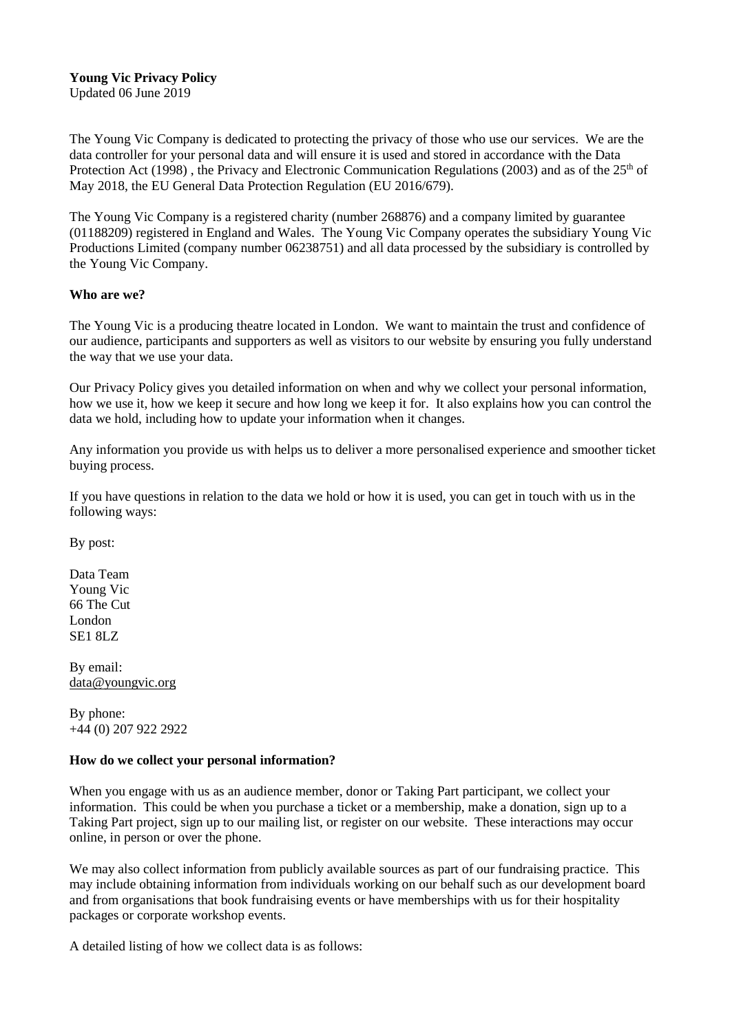**Young Vic Privacy Policy**
Updated 06 June 2019

The Young Vic Company is dedicated to protecting the privacy of those who use our services. We are the data controller for your personal data and will ensure it is used and stored in accordance with the Data Protection Act (1998) , the Privacy and Electronic Communication Regulations (2003) and as of the 25th of May 2018, the EU General Data Protection Regulation (EU 2016/679).

The Young Vic Company is a registered charity (number 268876) and a company limited by guarantee (01188209) registered in England and Wales. The Young Vic Company operates the subsidiary Young Vic Productions Limited (company number 06238751) and all data processed by the subsidiary is controlled by the Young Vic Company.

**Who are we?**

The Young Vic is a producing theatre located in London. We want to maintain the trust and confidence of our audience, participants and supporters as well as visitors to our website by ensuring you fully understand the way that we use your data.

Our Privacy Policy gives you detailed information on when and why we collect your personal information, how we use it, how we keep it secure and how long we keep it for. It also explains how you can control the data we hold, including how to update your information when it changes.

Any information you provide us with helps us to deliver a more personalised experience and smoother ticket buying process.

If you have questions in relation to the data we hold or how it is used, you can get in touch with us in the following ways:

By post:

Data Team
Young Vic
66 The Cut
London
SE1 8LZ

By email:
data@youngvic.org

By phone:
+44 (0) 207 922 2922

**How do we collect your personal information?**

When you engage with us as an audience member, donor or Taking Part participant, we collect your information. This could be when you purchase a ticket or a membership, make a donation, sign up to a Taking Part project, sign up to our mailing list, or register on our website. These interactions may occur online, in person or over the phone.

We may also collect information from publicly available sources as part of our fundraising practice. This may include obtaining information from individuals working on our behalf such as our development board and from organisations that book fundraising events or have memberships with us for their hospitality packages or corporate workshop events.

A detailed listing of how we collect data is as follows: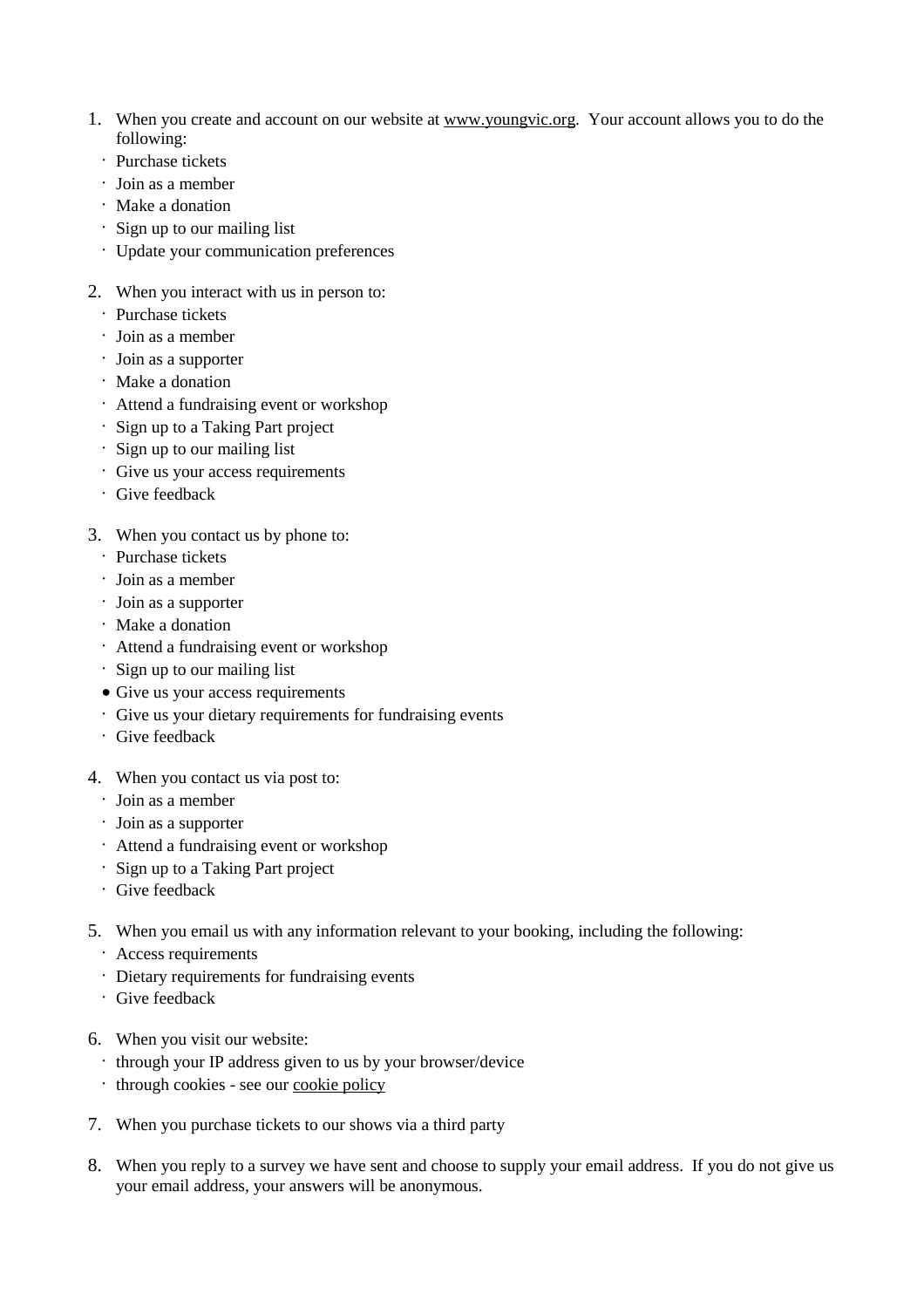1. When you create and account on our website at www.youngvic.org. Your account allows you to do the following:
   - Purchase tickets
   - Join as a member
   - Make a donation
   - Sign up to our mailing list
   - Update your communication preferences

2. When you interact with us in person to:
   - Purchase tickets
   - Join as a member
   - Join as a supporter
   - Make a donation
   - Attend a fundraising event or workshop
   - Sign up to a Taking Part project
   - Sign up to our mailing list
   - Give us your access requirements
   - Give feedback

3. When you contact us by phone to:
   - Purchase tickets
   - Join as a member
   - Join as a supporter
   - Make a donation
   - Attend a fundraising event or workshop
   - Sign up to our mailing list
   - Give us your access requirements
   - Give us your dietary requirements for fundraising events
   - Give feedback

4. When you contact us via post to:
   - Join as a member
   - Join as a supporter
   - Attend a fundraising event or workshop
   - Sign up to a Taking Part project
   - Give feedback

5. When you email us with any information relevant to your booking, including the following:
   - Access requirements
   - Dietary requirements for fundraising events
   - Give feedback

6. When you visit our website:
   - through your IP address given to us by your browser/device
   - through cookies - see our cookie policy

7. When you purchase tickets to our shows via a third party

8. When you reply to a survey we have sent and choose to supply your email address. If you do not give us your email address, your answers will be anonymous.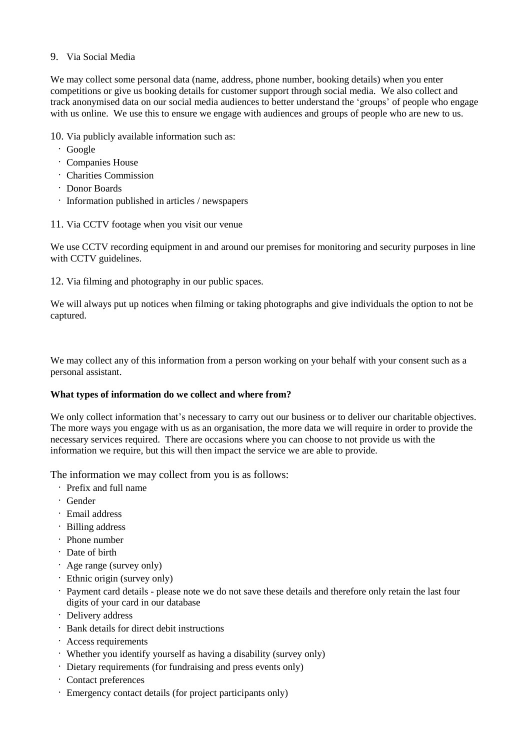9. Via Social Media

We may collect some personal data (name, address, phone number, booking details) when you enter competitions or give us booking details for customer support through social media. We also collect and track anonymised data on our social media audiences to better understand the 'groups' of people who engage with us online. We use this to ensure we engage with audiences and groups of people who are new to us.

10. Via publicly available information such as:

- Google
- Companies House
- Charities Commission
- Donor Boards
- Information published in articles / newspapers

11. Via CCTV footage when you visit our venue

We use CCTV recording equipment in and around our premises for monitoring and security purposes in line with CCTV guidelines.

12. Via filming and photography in our public spaces.

We will always put up notices when filming or taking photographs and give individuals the option to not be captured.

We may collect any of this information from a person working on your behalf with your consent such as a personal assistant.

**What types of information do we collect and where from?**

We only collect information that's necessary to carry out our business or to deliver our charitable objectives. The more ways you engage with us as an organisation, the more data we will require in order to provide the necessary services required. There are occasions where you can choose to not provide us with the information we require, but this will then impact the service we are able to provide.

The information we may collect from you is as follows:

- Prefix and full name
- Gender
- Email address
- Billing address
- Phone number
- Date of birth
- Age range (survey only)
- Ethnic origin (survey only)
- Payment card details - please note we do not save these details and therefore only retain the last four digits of your card in our database
- Delivery address
- Bank details for direct debit instructions
- Access requirements
- Whether you identify yourself as having a disability (survey only)
- Dietary requirements (for fundraising and press events only)
- Contact preferences
- Emergency contact details (for project participants only)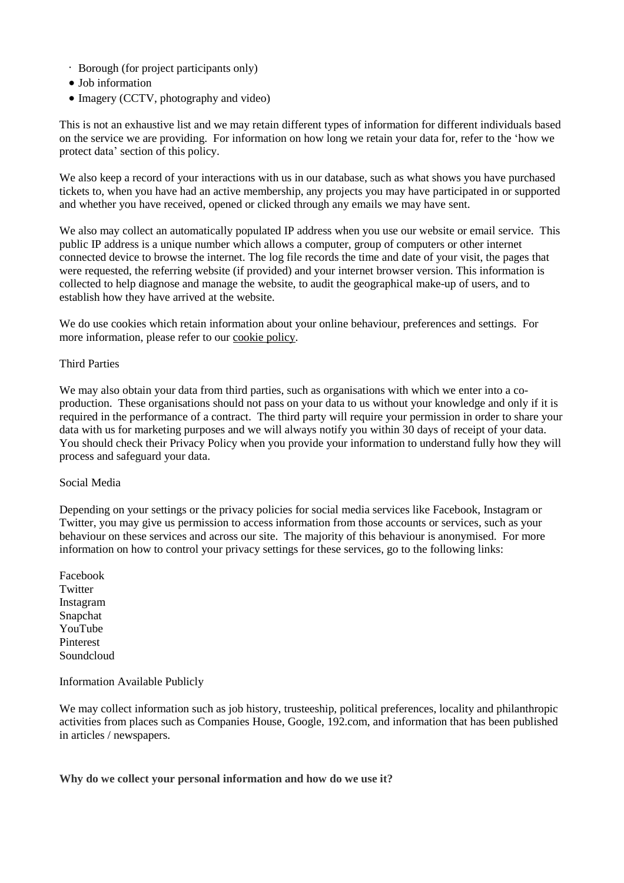- Borough (for project participants only)
- Job information
- Imagery (CCTV, photography and video)

This is not an exhaustive list and we may retain different types of information for different individuals based on the service we are providing. For information on how long we retain your data for, refer to the 'how we protect data' section of this policy.

We also keep a record of your interactions with us in our database, such as what shows you have purchased tickets to, when you have had an active membership, any projects you may have participated in or supported and whether you have received, opened or clicked through any emails we may have sent.

We also may collect an automatically populated IP address when you use our website or email service. This public IP address is a unique number which allows a computer, group of computers or other internet connected device to browse the internet. The log file records the time and date of your visit, the pages that were requested, the referring website (if provided) and your internet browser version. This information is collected to help diagnose and manage the website, to audit the geographical make-up of users, and to establish how they have arrived at the website.

We do use cookies which retain information about your online behaviour, preferences and settings. For more information, please refer to our cookie policy.

Third Parties

We may also obtain your data from third parties, such as organisations with which we enter into a co-production. These organisations should not pass on your data to us without your knowledge and only if it is required in the performance of a contract. The third party will require your permission in order to share your data with us for marketing purposes and we will always notify you within 30 days of receipt of your data. You should check their Privacy Policy when you provide your information to understand fully how they will process and safeguard your data.

Social Media

Depending on your settings or the privacy policies for social media services like Facebook, Instagram or Twitter, you may give us permission to access information from those accounts or services, such as your behaviour on these services and across our site. The majority of this behaviour is anonymised. For more information on how to control your privacy settings for these services, go to the following links:

Facebook
Twitter
Instagram
Snapchat
YouTube
Pinterest
Soundcloud

Information Available Publicly

We may collect information such as job history, trusteeship, political preferences, locality and philanthropic activities from places such as Companies House, Google, 192.com, and information that has been published in articles / newspapers.

**Why do we collect your personal information and how do we use it?**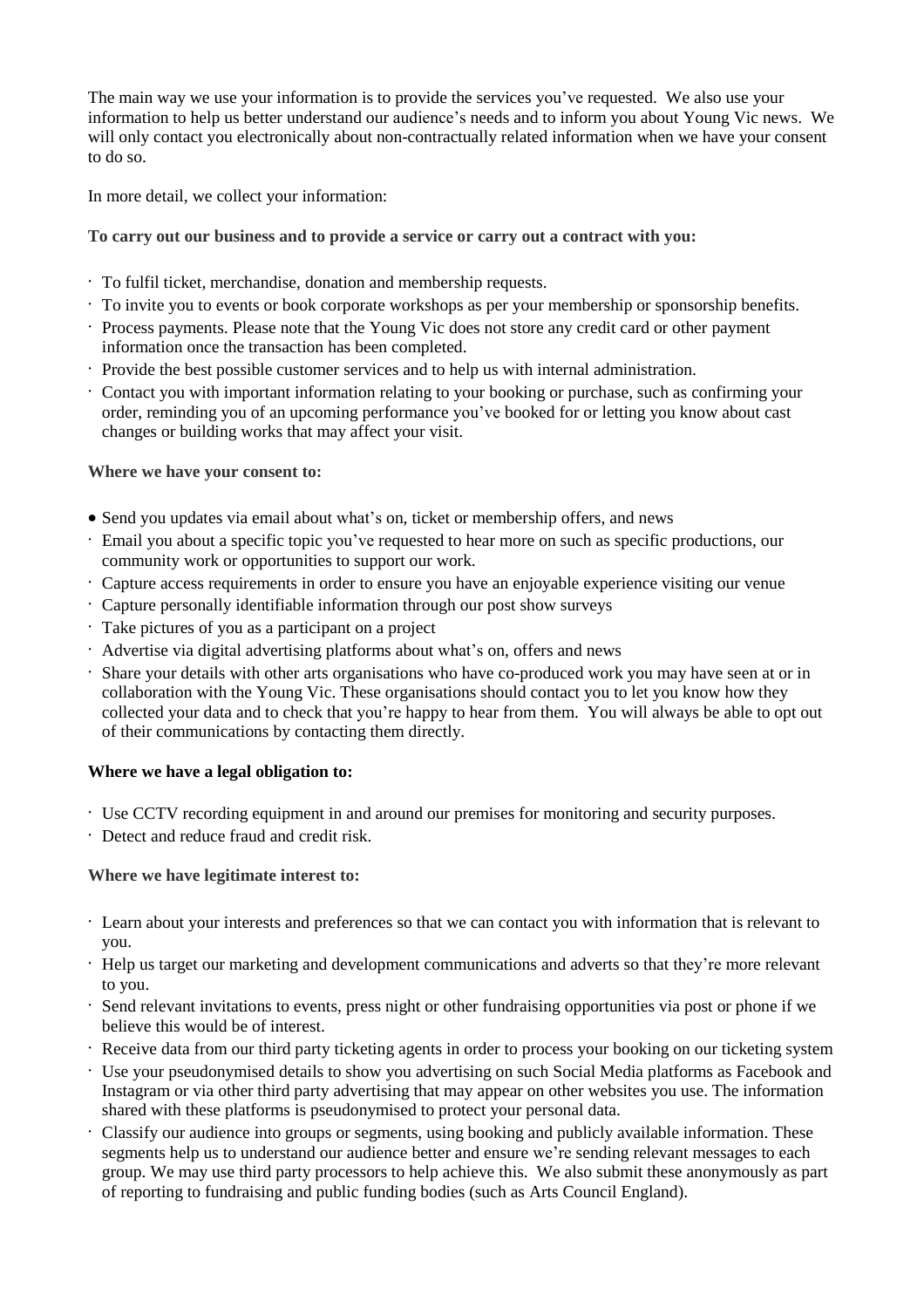The main way we use your information is to provide the services you've requested. We also use your information to help us better understand our audience's needs and to inform you about Young Vic news. We will only contact you electronically about non-contractually related information when we have your consent to do so.

In more detail, we collect your information:

**To carry out our business and to provide a service or carry out a contract with you:**

- To fulfil ticket, merchandise, donation and membership requests.
- To invite you to events or book corporate workshops as per your membership or sponsorship benefits.
- Process payments. Please note that the Young Vic does not store any credit card or other payment information once the transaction has been completed.
- Provide the best possible customer services and to help us with internal administration.
- Contact you with important information relating to your booking or purchase, such as confirming your order, reminding you of an upcoming performance you've booked for or letting you know about cast changes or building works that may affect your visit.

**Where we have your consent to:**

- Send you updates via email about what's on, ticket or membership offers, and news
- Email you about a specific topic you've requested to hear more on such as specific productions, our community work or opportunities to support our work.
- Capture access requirements in order to ensure you have an enjoyable experience visiting our venue
- Capture personally identifiable information through our post show surveys
- Take pictures of you as a participant on a project
- Advertise via digital advertising platforms about what's on, offers and news
- Share your details with other arts organisations who have co-produced work you may have seen at or in collaboration with the Young Vic. These organisations should contact you to let you know how they collected your data and to check that you're happy to hear from them. You will always be able to opt out of their communications by contacting them directly.

**Where we have a legal obligation to:**

- Use CCTV recording equipment in and around our premises for monitoring and security purposes.
- Detect and reduce fraud and credit risk.

**Where we have legitimate interest to:**

- Learn about your interests and preferences so that we can contact you with information that is relevant to you.
- Help us target our marketing and development communications and adverts so that they're more relevant to you.
- Send relevant invitations to events, press night or other fundraising opportunities via post or phone if we believe this would be of interest.
- Receive data from our third party ticketing agents in order to process your booking on our ticketing system
- Use your pseudonymised details to show you advertising on such Social Media platforms as Facebook and Instagram or via other third party advertising that may appear on other websites you use. The information shared with these platforms is pseudonymised to protect your personal data.
- Classify our audience into groups or segments, using booking and publicly available information. These segments help us to understand our audience better and ensure we're sending relevant messages to each group. We may use third party processors to help achieve this. We also submit these anonymously as part of reporting to fundraising and public funding bodies (such as Arts Council England).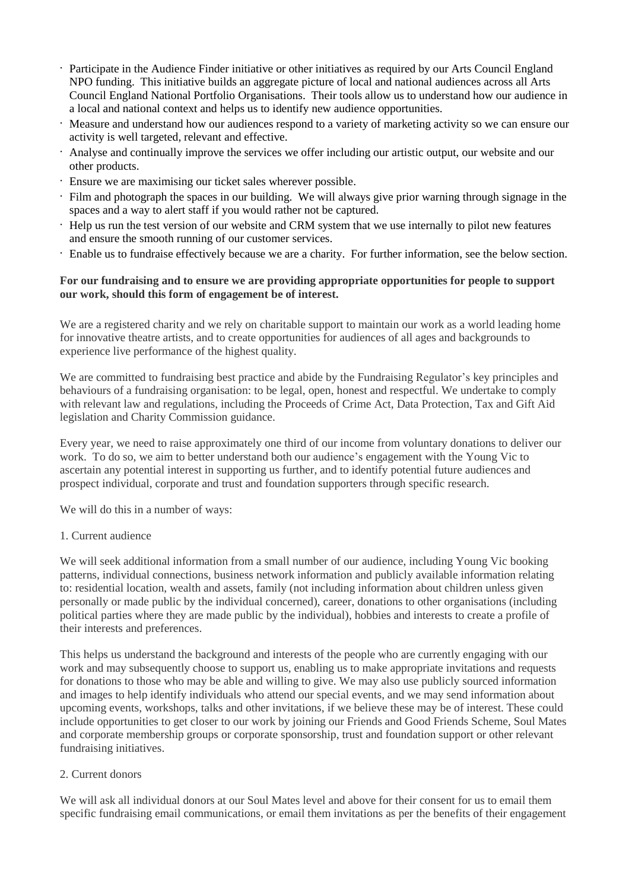- Participate in the Audience Finder initiative or other initiatives as required by our Arts Council England NPO funding. This initiative builds an aggregate picture of local and national audiences across all Arts Council England National Portfolio Organisations. Their tools allow us to understand how our audience in a local and national context and helps us to identify new audience opportunities.
- Measure and understand how our audiences respond to a variety of marketing activity so we can ensure our activity is well targeted, relevant and effective.
- Analyse and continually improve the services we offer including our artistic output, our website and our other products.
- Ensure we are maximising our ticket sales wherever possible.
- Film and photograph the spaces in our building. We will always give prior warning through signage in the spaces and a way to alert staff if you would rather not be captured.
- Help us run the test version of our website and CRM system that we use internally to pilot new features and ensure the smooth running of our customer services.
- Enable us to fundraise effectively because we are a charity. For further information, see the below section.

**For our fundraising and to ensure we are providing appropriate opportunities for people to support our work, should this form of engagement be of interest.**

We are a registered charity and we rely on charitable support to maintain our work as a world leading home for innovative theatre artists, and to create opportunities for audiences of all ages and backgrounds to experience live performance of the highest quality.

We are committed to fundraising best practice and abide by the Fundraising Regulator's key principles and behaviours of a fundraising organisation: to be legal, open, honest and respectful. We undertake to comply with relevant law and regulations, including the Proceeds of Crime Act, Data Protection, Tax and Gift Aid legislation and Charity Commission guidance.

Every year, we need to raise approximately one third of our income from voluntary donations to deliver our work. To do so, we aim to better understand both our audience's engagement with the Young Vic to ascertain any potential interest in supporting us further, and to identify potential future audiences and prospect individual, corporate and trust and foundation supporters through specific research.

We will do this in a number of ways:

1. Current audience

We will seek additional information from a small number of our audience, including Young Vic booking patterns, individual connections, business network information and publicly available information relating to: residential location, wealth and assets, family (not including information about children unless given personally or made public by the individual concerned), career, donations to other organisations (including political parties where they are made public by the individual), hobbies and interests to create a profile of their interests and preferences.

This helps us understand the background and interests of the people who are currently engaging with our work and may subsequently choose to support us, enabling us to make appropriate invitations and requests for donations to those who may be able and willing to give. We may also use publicly sourced information and images to help identify individuals who attend our special events, and we may send information about upcoming events, workshops, talks and other invitations, if we believe these may be of interest. These could include opportunities to get closer to our work by joining our Friends and Good Friends Scheme, Soul Mates and corporate membership groups or corporate sponsorship, trust and foundation support or other relevant fundraising initiatives.

2. Current donors

We will ask all individual donors at our Soul Mates level and above for their consent for us to email them specific fundraising email communications, or email them invitations as per the benefits of their engagement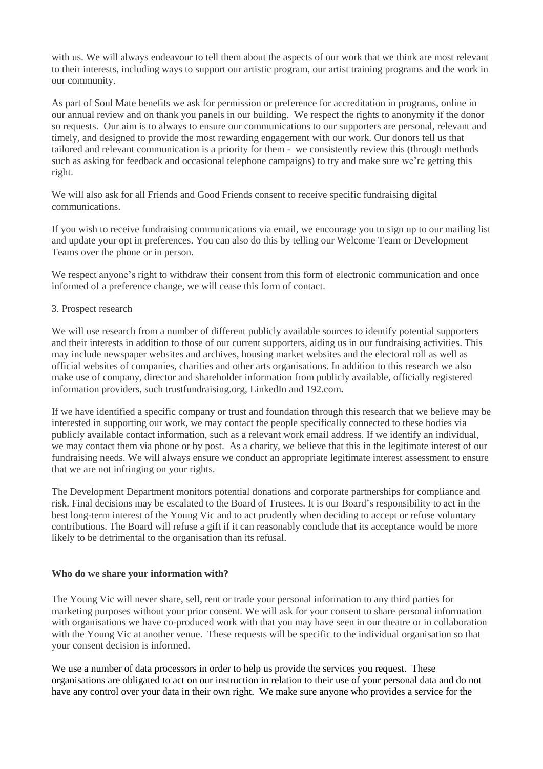with us. We will always endeavour to tell them about the aspects of our work that we think are most relevant to their interests, including ways to support our artistic program, our artist training programs and the work in our community.

As part of Soul Mate benefits we ask for permission or preference for accreditation in programs, online in our annual review and on thank you panels in our building. We respect the rights to anonymity if the donor so requests. Our aim is to always to ensure our communications to our supporters are personal, relevant and timely, and designed to provide the most rewarding engagement with our work. Our donors tell us that tailored and relevant communication is a priority for them - we consistently review this (through methods such as asking for feedback and occasional telephone campaigns) to try and make sure we're getting this right.

We will also ask for all Friends and Good Friends consent to receive specific fundraising digital communications.

If you wish to receive fundraising communications via email, we encourage you to sign up to our mailing list and update your opt in preferences. You can also do this by telling our Welcome Team or Development Teams over the phone or in person.

We respect anyone's right to withdraw their consent from this form of electronic communication and once informed of a preference change, we will cease this form of contact.

3. Prospect research

We will use research from a number of different publicly available sources to identify potential supporters and their interests in addition to those of our current supporters, aiding us in our fundraising activities. This may include newspaper websites and archives, housing market websites and the electoral roll as well as official websites of companies, charities and other arts organisations. In addition to this research we also make use of company, director and shareholder information from publicly available, officially registered information providers, such trustfundraising.org, LinkedIn and 192.com**.**

If we have identified a specific company or trust and foundation through this research that we believe may be interested in supporting our work, we may contact the people specifically connected to these bodies via publicly available contact information, such as a relevant work email address. If we identify an individual, we may contact them via phone or by post. As a charity, we believe that this in the legitimate interest of our fundraising needs. We will always ensure we conduct an appropriate legitimate interest assessment to ensure that we are not infringing on your rights.

The Development Department monitors potential donations and corporate partnerships for compliance and risk. Final decisions may be escalated to the Board of Trustees. It is our Board's responsibility to act in the best long-term interest of the Young Vic and to act prudently when deciding to accept or refuse voluntary contributions. The Board will refuse a gift if it can reasonably conclude that its acceptance would be more likely to be detrimental to the organisation than its refusal.

**Who do we share your information with?**

The Young Vic will never share, sell, rent or trade your personal information to any third parties for marketing purposes without your prior consent. We will ask for your consent to share personal information with organisations we have co-produced work with that you may have seen in our theatre or in collaboration with the Young Vic at another venue. These requests will be specific to the individual organisation so that your consent decision is informed.

We use a number of data processors in order to help us provide the services you request. These organisations are obligated to act on our instruction in relation to their use of your personal data and do not have any control over your data in their own right. We make sure anyone who provides a service for the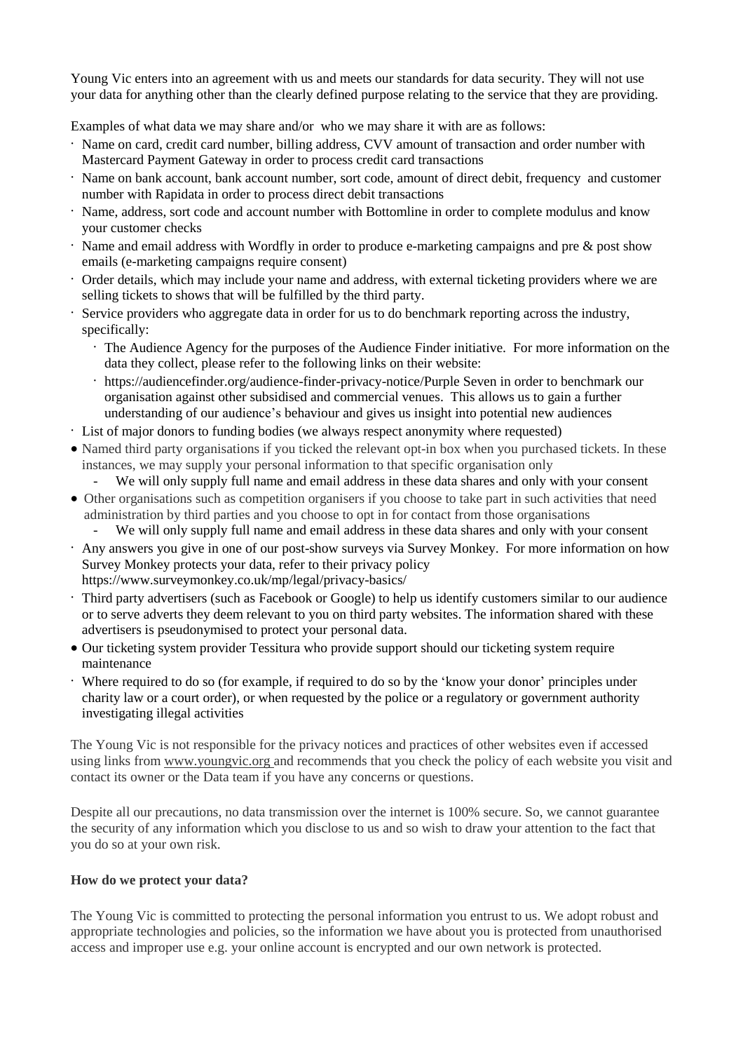Young Vic enters into an agreement with us and meets our standards for data security. They will not use your data for anything other than the clearly defined purpose relating to the service that they are providing.

Examples of what data we may share and/or who we may share it with are as follows:

- Name on card, credit card number, billing address, CVV amount of transaction and order number with Mastercard Payment Gateway in order to process credit card transactions
- Name on bank account, bank account number, sort code, amount of direct debit, frequency and customer number with Rapidata in order to process direct debit transactions
- Name, address, sort code and account number with Bottomline in order to complete modulus and know your customer checks
- Name and email address with Wordfly in order to produce e-marketing campaigns and pre & post show emails (e-marketing campaigns require consent)
- Order details, which may include your name and address, with external ticketing providers where we are selling tickets to shows that will be fulfilled by the third party.
- Service providers who aggregate data in order for us to do benchmark reporting across the industry, specifically:
  - The Audience Agency for the purposes of the Audience Finder initiative. For more information on the data they collect, please refer to the following links on their website:
  - https://audiencefinder.org/audience-finder-privacy-notice/Purple Seven in order to benchmark our organisation against other subsidised and commercial venues. This allows us to gain a further understanding of our audience's behaviour and gives us insight into potential new audiences
- List of major donors to funding bodies (we always respect anonymity where requested)
- Named third party organisations if you ticked the relevant opt-in box when you purchased tickets. In these instances, we may supply your personal information to that specific organisation only
  - We will only supply full name and email address in these data shares and only with your consent
- Other organisations such as competition organisers if you choose to take part in such activities that need administration by third parties and you choose to opt in for contact from those organisations
  - We will only supply full name and email address in these data shares and only with your consent
- Any answers you give in one of our post-show surveys via Survey Monkey. For more information on how Survey Monkey protects your data, refer to their privacy policy https://www.surveymonkey.co.uk/mp/legal/privacy-basics/
- Third party advertisers (such as Facebook or Google) to help us identify customers similar to our audience or to serve adverts they deem relevant to you on third party websites. The information shared with these advertisers is pseudonymised to protect your personal data.
- Our ticketing system provider Tessitura who provide support should our ticketing system require maintenance
- Where required to do so (for example, if required to do so by the 'know your donor' principles under charity law or a court order), or when requested by the police or a regulatory or government authority investigating illegal activities

The Young Vic is not responsible for the privacy notices and practices of other websites even if accessed using links from www.youngvic.org and recommends that you check the policy of each website you visit and contact its owner or the Data team if you have any concerns or questions.

Despite all our precautions, no data transmission over the internet is 100% secure. So, we cannot guarantee the security of any information which you disclose to us and so wish to draw your attention to the fact that you do so at your own risk.

**How do we protect your data?**

The Young Vic is committed to protecting the personal information you entrust to us. We adopt robust and appropriate technologies and policies, so the information we have about you is protected from unauthorised access and improper use e.g. your online account is encrypted and our own network is protected.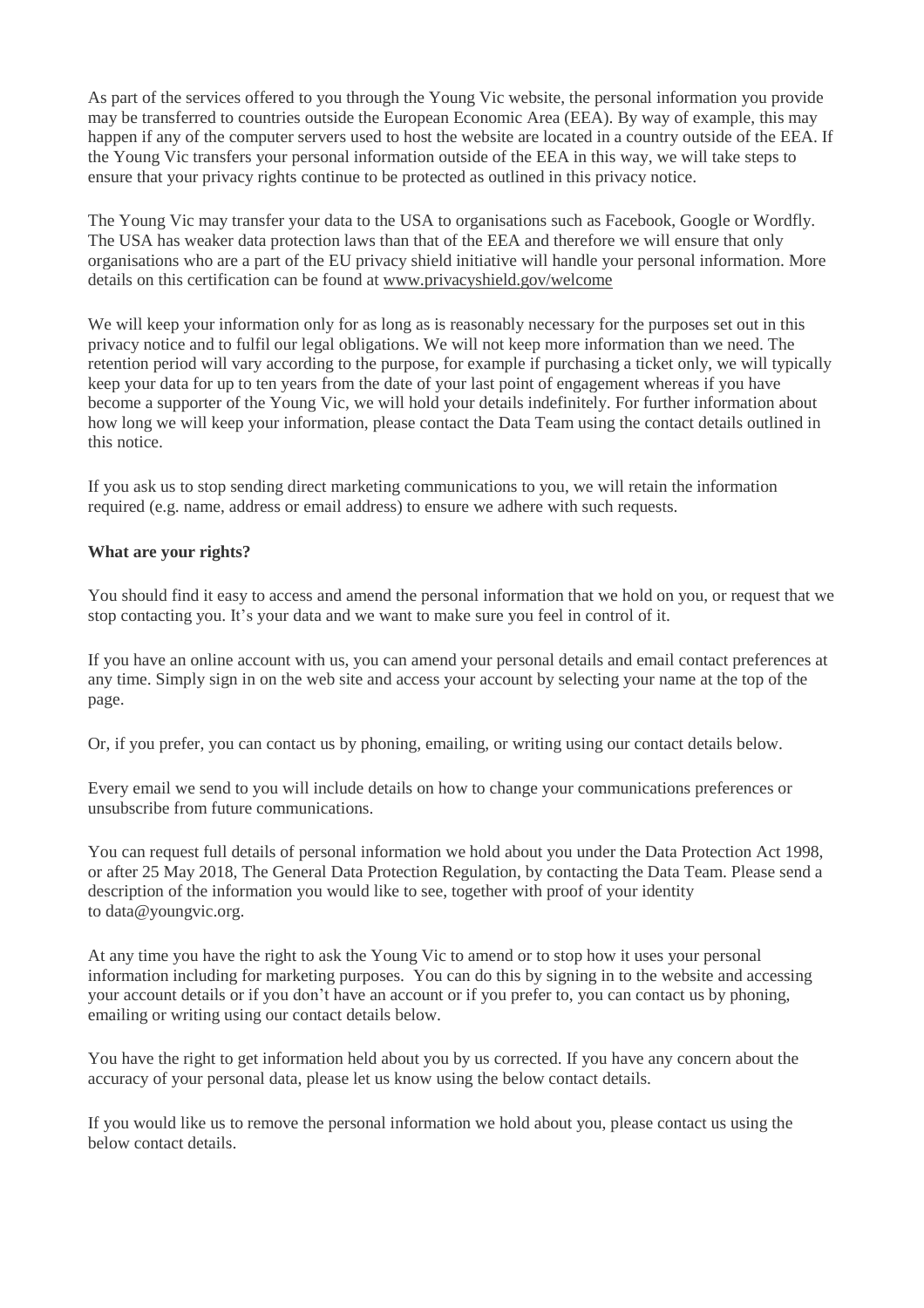As part of the services offered to you through the Young Vic website, the personal information you provide may be transferred to countries outside the European Economic Area (EEA). By way of example, this may happen if any of the computer servers used to host the website are located in a country outside of the EEA. If the Young Vic transfers your personal information outside of the EEA in this way, we will take steps to ensure that your privacy rights continue to be protected as outlined in this privacy notice.

The Young Vic may transfer your data to the USA to organisations such as Facebook, Google or Wordfly. The USA has weaker data protection laws than that of the EEA and therefore we will ensure that only organisations who are a part of the EU privacy shield initiative will handle your personal information. More details on this certification can be found at www.privacyshield.gov/welcome

We will keep your information only for as long as is reasonably necessary for the purposes set out in this privacy notice and to fulfil our legal obligations. We will not keep more information than we need. The retention period will vary according to the purpose, for example if purchasing a ticket only, we will typically keep your data for up to ten years from the date of your last point of engagement whereas if you have become a supporter of the Young Vic, we will hold your details indefinitely. For further information about how long we will keep your information, please contact the Data Team using the contact details outlined in this notice.

If you ask us to stop sending direct marketing communications to you, we will retain the information required (e.g. name, address or email address) to ensure we adhere with such requests.

**What are your rights?**

You should find it easy to access and amend the personal information that we hold on you, or request that we stop contacting you. It's your data and we want to make sure you feel in control of it.

If you have an online account with us, you can amend your personal details and email contact preferences at any time. Simply sign in on the web site and access your account by selecting your name at the top of the page.

Or, if you prefer, you can contact us by phoning, emailing, or writing using our contact details below.

Every email we send to you will include details on how to change your communications preferences or unsubscribe from future communications.

You can request full details of personal information we hold about you under the Data Protection Act 1998, or after 25 May 2018, The General Data Protection Regulation, by contacting the Data Team. Please send a description of the information you would like to see, together with proof of your identity to data@youngvic.org.

At any time you have the right to ask the Young Vic to amend or to stop how it uses your personal information including for marketing purposes. You can do this by signing in to the website and accessing your account details or if you don't have an account or if you prefer to, you can contact us by phoning, emailing or writing using our contact details below.

You have the right to get information held about you by us corrected. If you have any concern about the accuracy of your personal data, please let us know using the below contact details.

If you would like us to remove the personal information we hold about you, please contact us using the below contact details.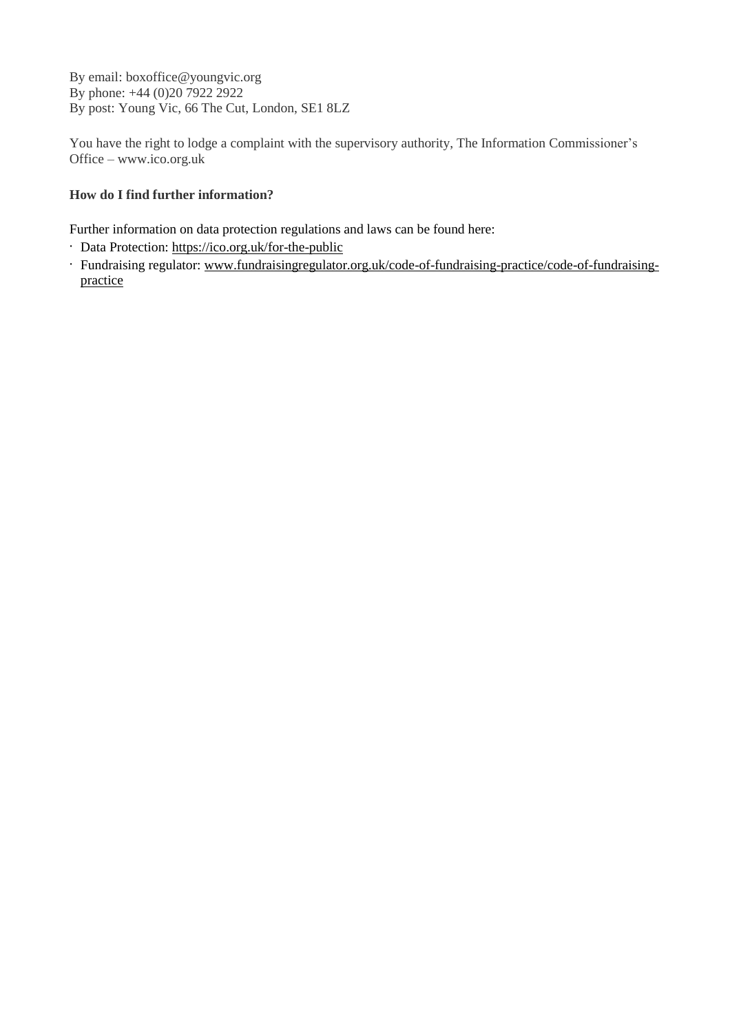By email: boxoffice@youngvic.org
By phone: +44 (0)20 7922 2922
By post: Young Vic, 66 The Cut, London, SE1 8LZ

You have the right to lodge a complaint with the supervisory authority, The Information Commissioner's Office – www.ico.org.uk

**How do I find further information?**

Further information on data protection regulations and laws can be found here:

- Data Protection: https://ico.org.uk/for-the-public
- Fundraising regulator: www.fundraisingregulator.org.uk/code-of-fundraising-practice/code-of-fundraising-practice